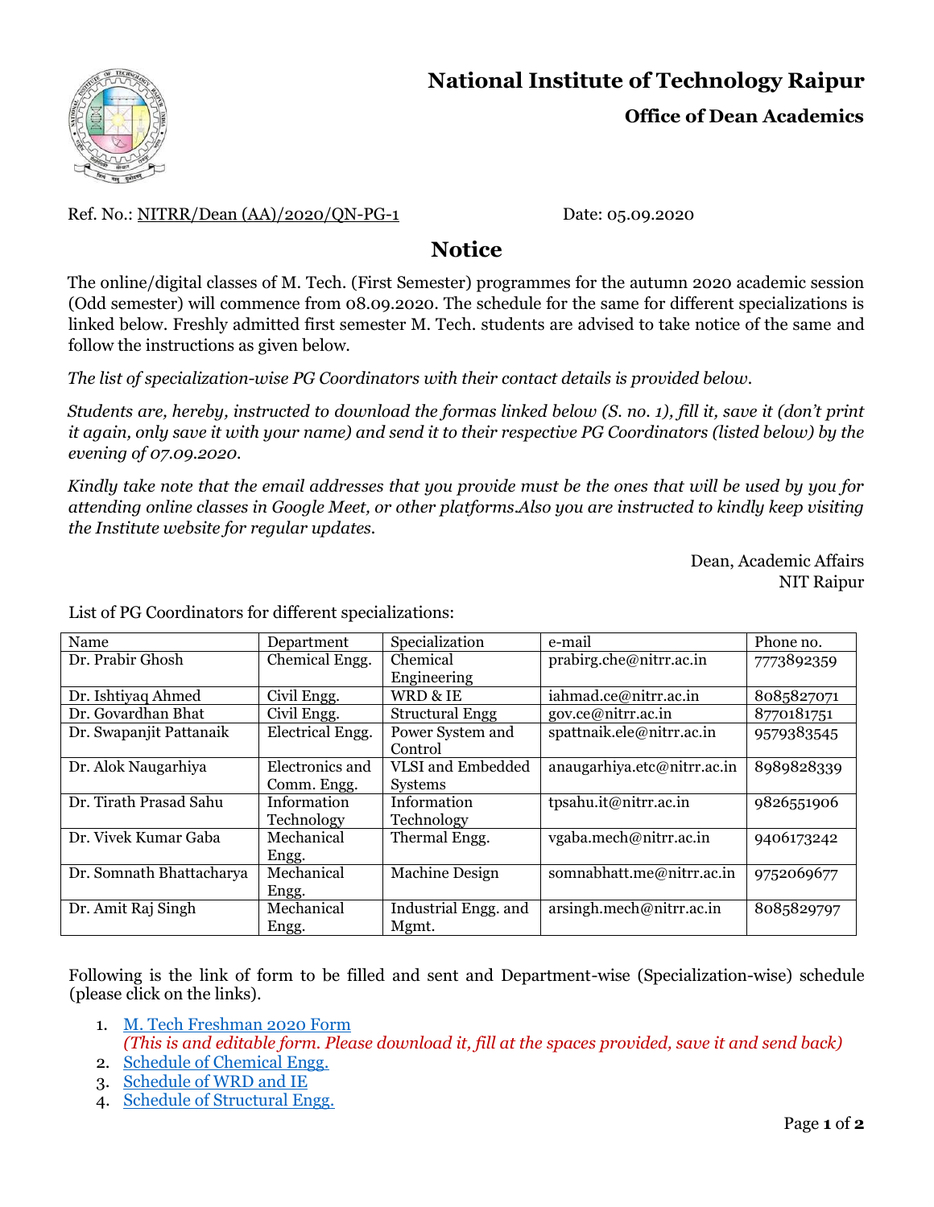# National Institute of Technology Raipur

## Office of Dean Academics

Ref. No.: NITRR/Dean (AA)/2020/QN-PG-1 Date: 05.09.2020

## Notice

The online/digital classes of M. Tech. (First Semester) programmes for the autumn 2020 academic session (Odd semester) will commence from 08.09.2020. The schedule for the same for different specializations is linked below. Freshly admitted first semester M. Tech. students are advised to take notice of the same and follow the instructions as given below.

*The list of specialization-wise PG Coordinators with their contact details is provided below.*

*Students are, hereby, instructed to download the formas linked below (S. no. 1), fill it, save it (don't print it again, only save it with your name) and send it to their respective PG Coordinators (listed below) by the evening of 07.09.2020.*

*Kindly take note that the email addresses that you provide must be the ones that will be used by you for attending online classes in Google Meet, or other platforms.Also you are instructed to kindly keep visiting the Institute website for regular updates.*

Dean, Academic Affairs
NIT Raipur

List of PG Coordinators for different specializations:

| Name | Department | Specialization | e-mail | Phone no. |
|---|---|---|---|---|
| Dr. Prabir Ghosh | Chemical Engg. | Chemical Engineering | prabirg.che@nitrr.ac.in | 7773892359 |
| Dr. Ishtiyaq Ahmed | Civil Engg. | WRD & IE | iahmad.ce@nitrr.ac.in | 8085827071 |
| Dr. Govardhan Bhat | Civil Engg. | Structural Engg | gov.ce@nitrr.ac.in | 8770181751 |
| Dr. Swapanjit Pattanaik | Electrical Engg. | Power System and Control | spattnaik.ele@nitrr.ac.in | 9579383545 |
| Dr. Alok Naugarhiya | Electronics and Comm. Engg. | VLSI and Embedded Systems | anaugarhiya.etc@nitrr.ac.in | 8989828339 |
| Dr. Tirath Prasad Sahu | Information Technology | Information Technology | tpsahu.it@nitrr.ac.in | 9826551906 |
| Dr. Vivek Kumar Gaba | Mechanical Engg. | Thermal Engg. | vgaba.mech@nitrr.ac.in | 9406173242 |
| Dr. Somnath Bhattacharya | Mechanical Engg. | Machine Design | somnabhatt.me@nitrr.ac.in | 9752069677 |
| Dr. Amit Raj Singh | Mechanical Engg. | Industrial Engg. and Mgmt. | arsingh.mech@nitrr.ac.in | 8085829797 |

Following is the link of form to be filled and sent and Department-wise (Specialization-wise) schedule (please click on the links).

1. M. Tech Freshman 2020 Form
   *(This is and editable form. Please download it, fill at the spaces provided, save it and send back)*
2. Schedule of Chemical Engg.
3. Schedule of WRD and IE
4. Schedule of Structural Engg.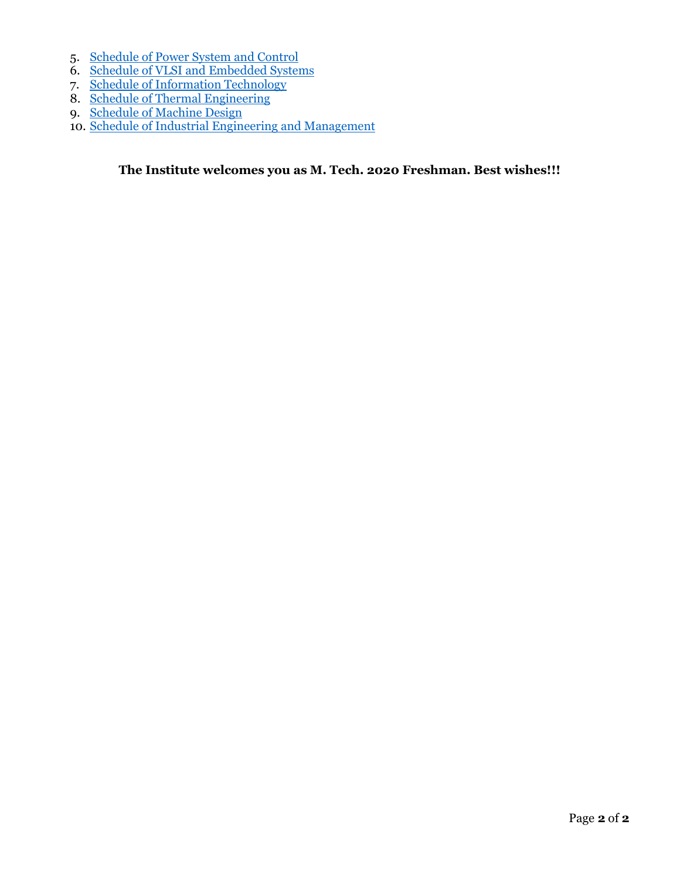5. Schedule of Power System and Control
6. Schedule of VLSI and Embedded Systems
7. Schedule of Information Technology
8. Schedule of Thermal Engineering
9. Schedule of Machine Design
10. Schedule of Industrial Engineering and Management

**The Institute welcomes you as M. Tech. 2020 Freshman. Best wishes!!!**